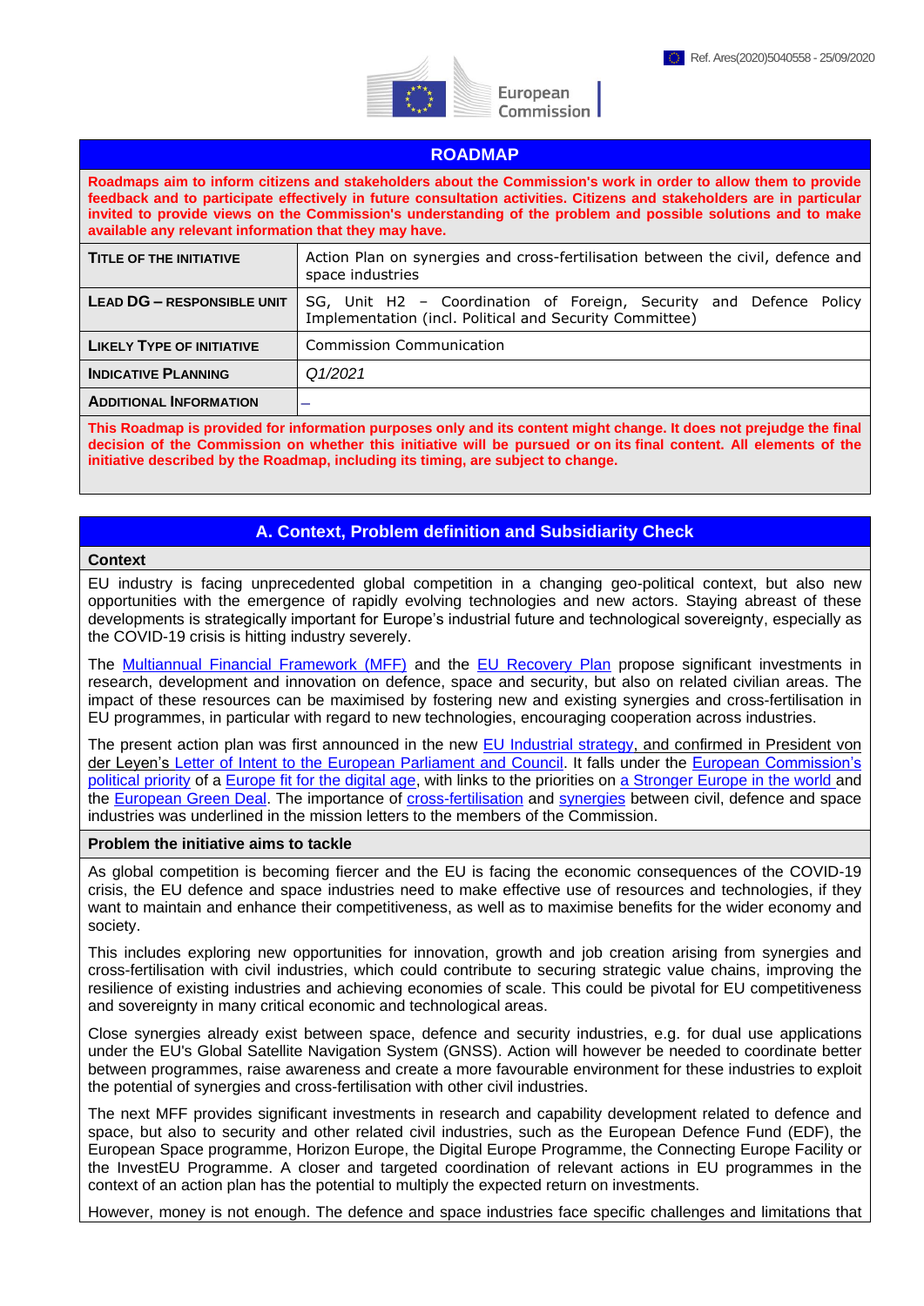Ref. Ares(2020)5040558 - 25/09/2020

European Commission

## ROADMAP

**Roadmaps aim to inform citizens and stakeholders about the Commission's work in order to allow them to provide feedback and to participate effectively in future consultation activities. Citizens and stakeholders are in particular invited to provide views on the Commission's understanding of the problem and possible solutions and to make available any relevant information that they may have.**

| | |
|---|---|
| **TITLE OF THE INITIATIVE** | Action Plan on synergies and cross-fertilisation between the civil, defence and space industries |
| **LEAD DG – RESPONSIBLE UNIT** | SG, Unit H2 – Coordination of Foreign, Security and Defence Policy Implementation (incl. Political and Security Committee) |
| **LIKELY TYPE OF INITIATIVE** | Commission Communication |
| **INDICATIVE PLANNING** | *Q1/2021* |
| **ADDITIONAL INFORMATION** | – |

**This Roadmap is provided for information purposes only and its content might change. It does not prejudge the final decision of the Commission on whether this initiative will be pursued or on its final content. All elements of the initiative described by the Roadmap, including its timing, are subject to change.**

## A. Context, Problem definition and Subsidiarity Check

### Context

EU industry is facing unprecedented global competition in a changing geo-political context, but also new opportunities with the emergence of rapidly evolving technologies and new actors. Staying abreast of these developments is strategically important for Europe's industrial future and technological sovereignty, especially as the COVID-19 crisis is hitting industry severely.

The Multiannual Financial Framework (MFF) and the EU Recovery Plan propose significant investments in research, development and innovation on defence, space and security, but also on related civilian areas. The impact of these resources can be maximised by fostering new and existing synergies and cross-fertilisation in EU programmes, in particular with regard to new technologies, encouraging cooperation across industries.

The present action plan was first announced in the new EU Industrial strategy, and confirmed in President von der Leyen's Letter of Intent to the European Parliament and Council. It falls under the European Commission's political priority of a Europe fit for the digital age, with links to the priorities on a Stronger Europe in the world and the European Green Deal. The importance of cross-fertilisation and synergies between civil, defence and space industries was underlined in the mission letters to the members of the Commission.

### Problem the initiative aims to tackle

As global competition is becoming fiercer and the EU is facing the economic consequences of the COVID-19 crisis, the EU defence and space industries need to make effective use of resources and technologies, if they want to maintain and enhance their competitiveness, as well as to maximise benefits for the wider economy and society.

This includes exploring new opportunities for innovation, growth and job creation arising from synergies and cross-fertilisation with civil industries, which could contribute to securing strategic value chains, improving the resilience of existing industries and achieving economies of scale. This could be pivotal for EU competitiveness and sovereignty in many critical economic and technological areas.

Close synergies already exist between space, defence and security industries, e.g. for dual use applications under the EU's Global Satellite Navigation System (GNSS). Action will however be needed to coordinate better between programmes, raise awareness and create a more favourable environment for these industries to exploit the potential of synergies and cross-fertilisation with other civil industries.

The next MFF provides significant investments in research and capability development related to defence and space, but also to security and other related civil industries, such as the European Defence Fund (EDF), the European Space programme, Horizon Europe, the Digital Europe Programme, the Connecting Europe Facility or the InvestEU Programme. A closer and targeted coordination of relevant actions in EU programmes in the context of an action plan has the potential to multiply the expected return on investments.

However, money is not enough. The defence and space industries face specific challenges and limitations that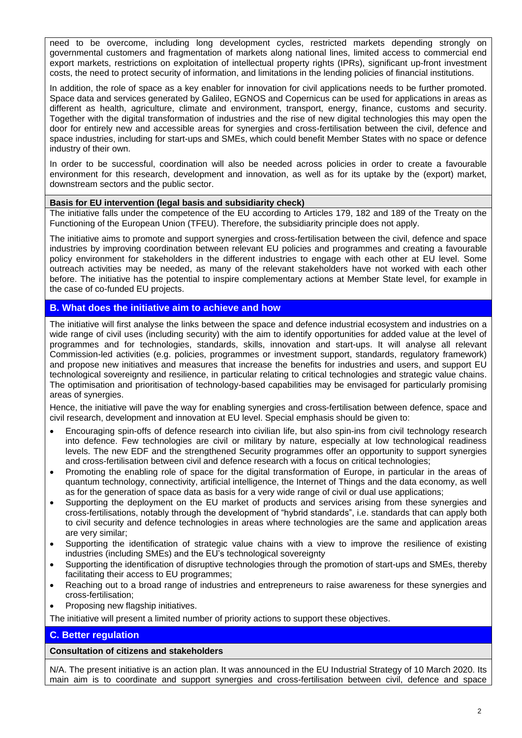need to be overcome, including long development cycles, restricted markets depending strongly on governmental customers and fragmentation of markets along national lines, limited access to commercial end export markets, restrictions on exploitation of intellectual property rights (IPRs), significant up-front investment costs, the need to protect security of information, and limitations in the lending policies of financial institutions.

In addition, the role of space as a key enabler for innovation for civil applications needs to be further promoted. Space data and services generated by Galileo, EGNOS and Copernicus can be used for applications in areas as different as health, agriculture, climate and environment, transport, energy, finance, customs and security. Together with the digital transformation of industries and the rise of new digital technologies this may open the door for entirely new and accessible areas for synergies and cross-fertilisation between the civil, defence and space industries, including for start-ups and SMEs, which could benefit Member States with no space or defence industry of their own.

In order to be successful, coordination will also be needed across policies in order to create a favourable environment for this research, development and innovation, as well as for its uptake by the (export) market, downstream sectors and the public sector.

**Basis for EU intervention (legal basis and subsidiarity check)**

The initiative falls under the competence of the EU according to Articles 179, 182 and 189 of the Treaty on the Functioning of the European Union (TFEU). Therefore, the subsidiarity principle does not apply.

The initiative aims to promote and support synergies and cross-fertilisation between the civil, defence and space industries by improving coordination between relevant EU policies and programmes and creating a favourable policy environment for stakeholders in the different industries to engage with each other at EU level. Some outreach activities may be needed, as many of the relevant stakeholders have not worked with each other before. The initiative has the potential to inspire complementary actions at Member State level, for example in the case of co-funded EU projects.

## B. What does the initiative aim to achieve and how

The initiative will first analyse the links between the space and defence industrial ecosystem and industries on a wide range of civil uses (including security) with the aim to identify opportunities for added value at the level of programmes and for technologies, standards, skills, innovation and start-ups. It will analyse all relevant Commission-led activities (e.g. policies, programmes or investment support, standards, regulatory framework) and propose new initiatives and measures that increase the benefits for industries and users, and support EU technological sovereignty and resilience, in particular relating to critical technologies and strategic value chains. The optimisation and prioritisation of technology-based capabilities may be envisaged for particularly promising areas of synergies.

Hence, the initiative will pave the way for enabling synergies and cross-fertilisation between defence, space and civil research, development and innovation at EU level. Special emphasis should be given to:

- Encouraging spin-offs of defence research into civilian life, but also spin-ins from civil technology research into defence. Few technologies are civil or military by nature, especially at low technological readiness levels. The new EDF and the strengthened Security programmes offer an opportunity to support synergies and cross-fertilisation between civil and defence research with a focus on critical technologies;
- Promoting the enabling role of space for the digital transformation of Europe, in particular in the areas of quantum technology, connectivity, artificial intelligence, the Internet of Things and the data economy, as well as for the generation of space data as basis for a very wide range of civil or dual use applications;
- Supporting the deployment on the EU market of products and services arising from these synergies and cross-fertilisations, notably through the development of "hybrid standards", i.e. standards that can apply both to civil security and defence technologies in areas where technologies are the same and application areas are very similar;
- Supporting the identification of strategic value chains with a view to improve the resilience of existing industries (including SMEs) and the EU's technological sovereignty
- Supporting the identification of disruptive technologies through the promotion of start-ups and SMEs, thereby facilitating their access to EU programmes;
- Reaching out to a broad range of industries and entrepreneurs to raise awareness for these synergies and cross-fertilisation;
- Proposing new flagship initiatives.

The initiative will present a limited number of priority actions to support these objectives.

## C. Better regulation

**Consultation of citizens and stakeholders**

N/A. The present initiative is an action plan. It was announced in the EU Industrial Strategy of 10 March 2020. Its main aim is to coordinate and support synergies and cross-fertilisation between civil, defence and space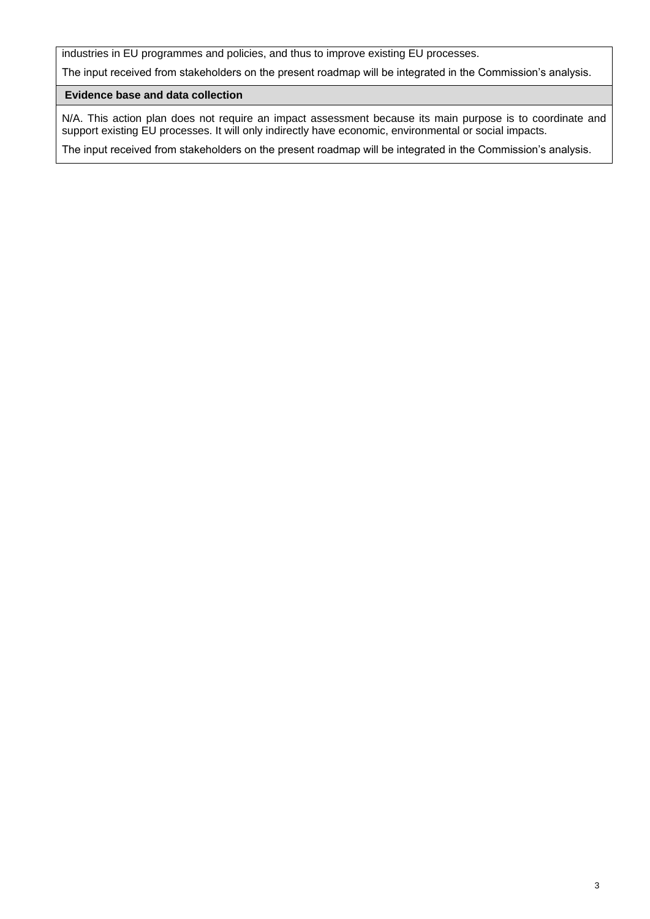industries in EU programmes and policies, and thus to improve existing EU processes.

The input received from stakeholders on the present roadmap will be integrated in the Commission's analysis.

**Evidence base and data collection**

N/A. This action plan does not require an impact assessment because its main purpose is to coordinate and support existing EU processes. It will only indirectly have economic, environmental or social impacts.

The input received from stakeholders on the present roadmap will be integrated in the Commission's analysis.